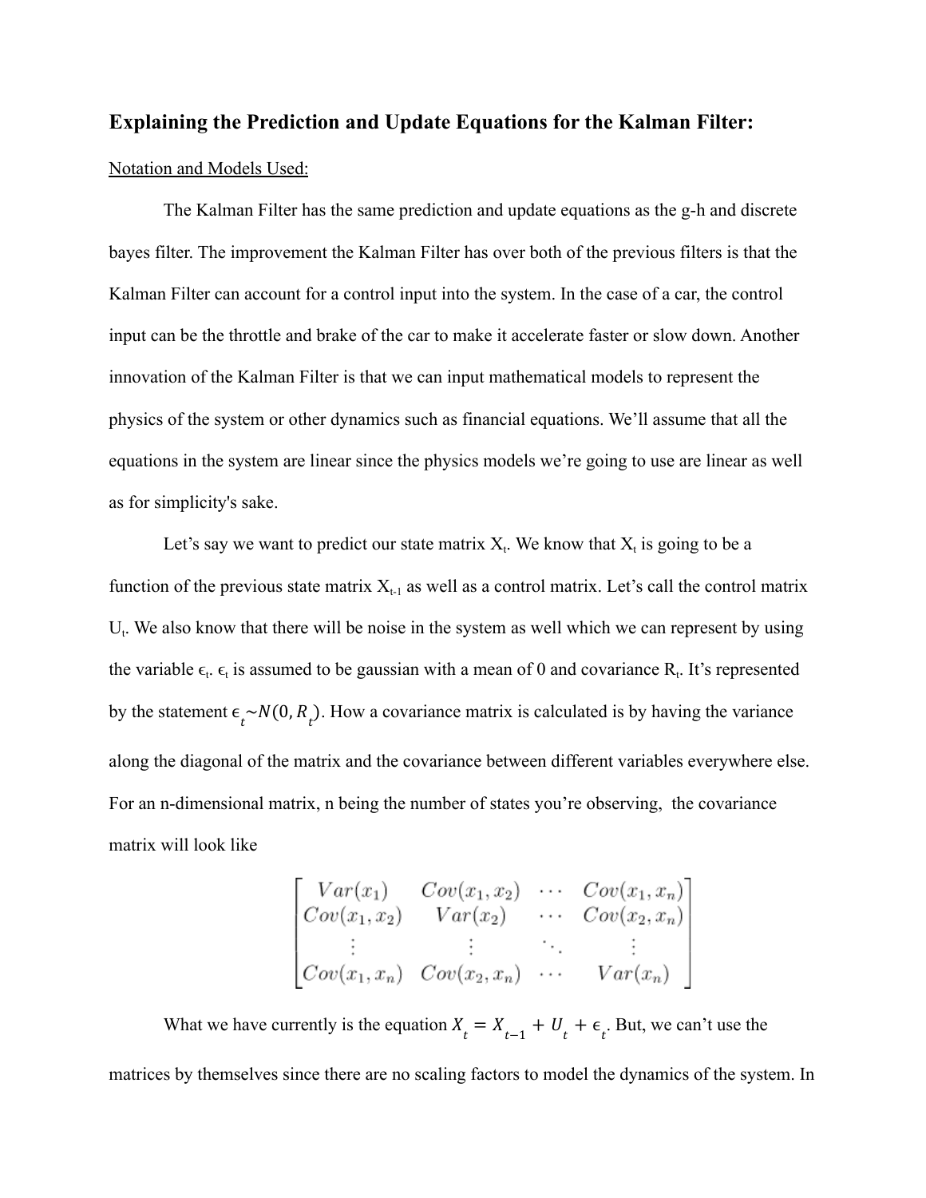## Explaining the Prediction and Update Equations for the Kalman Filter:

Notation and Models Used:

The Kalman Filter has the same prediction and update equations as the g-h and discrete bayes filter. The improvement the Kalman Filter has over both of the previous filters is that the Kalman Filter can account for a control input into the system. In the case of a car, the control input can be the throttle and brake of the car to make it accelerate faster or slow down. Another innovation of the Kalman Filter is that we can input mathematical models to represent the physics of the system or other dynamics such as financial equations. We'll assume that all the equations in the system are linear since the physics models we're going to use are linear as well as for simplicity's sake.

Let's say we want to predict our state matrix $X_t$. We know that $X_t$ is going to be a function of the previous state matrix $X_{t-1}$ as well as a control matrix. Let's call the control matrix $U_t$. We also know that there will be noise in the system as well which we can represent by using the variable $\epsilon_t$. $\epsilon_t$ is assumed to be gaussian with a mean of 0 and covariance $R_t$. It's represented by the statement $\epsilon_t \sim N(0, R_t)$. How a covariance matrix is calculated is by having the variance along the diagonal of the matrix and the covariance between different variables everywhere else. For an n-dimensional matrix, n being the number of states you're observing, the covariance matrix will look like

$$\begin{bmatrix} Var(x_1) & Cov(x_1, x_2) & \cdots & Cov(x_1, x_n) \\ Cov(x_1, x_2) & Var(x_2) & \cdots & Cov(x_2, x_n) \\ \vdots & \vdots & \ddots & \vdots \\ Cov(x_1, x_n) & Cov(x_2, x_n) & \cdots & Var(x_n) \end{bmatrix}$$

What we have currently is the equation $X_t = X_{t-1} + U_t + \epsilon_t$. But, we can't use the matrices by themselves since there are no scaling factors to model the dynamics of the system. In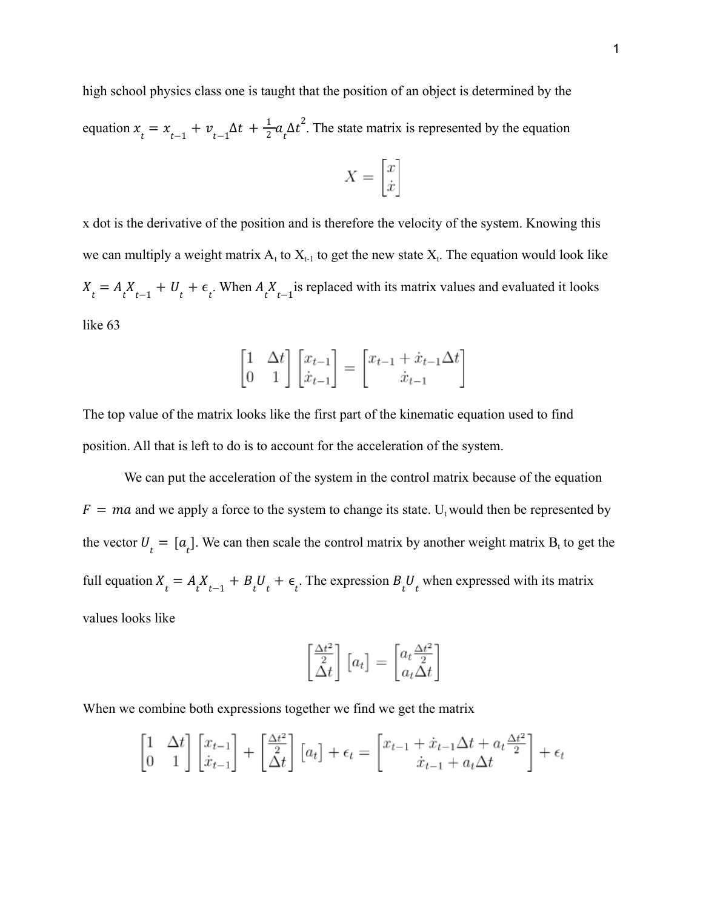high school physics class one is taught that the position of an object is determined by the equation $x_t = x_{t-1} + v_{t-1}\Delta t + \frac{1}{2}a_t\Delta t^2$. The state matrix is represented by the equation

$$X = \begin{bmatrix} x \\ \dot{x} \end{bmatrix}$$

x dot is the derivative of the position and is therefore the velocity of the system. Knowing this we can multiply a weight matrix $A_t$ to $X_{t-1}$ to get the new state $X_t$. The equation would look like $X_t = A_t X_{t-1} + U_t + \epsilon_t$. When $A_t X_{t-1}$ is replaced with its matrix values and evaluated it looks like 63

$$\begin{bmatrix} 1 & \Delta t \\ 0 & 1 \end{bmatrix} \begin{bmatrix} x_{t-1} \\ \dot{x}_{t-1} \end{bmatrix} = \begin{bmatrix} x_{t-1} + \dot{x}_{t-1}\Delta t \\ \dot{x}_{t-1} \end{bmatrix}$$

The top value of the matrix looks like the first part of the kinematic equation used to find position. All that is left to do is to account for the acceleration of the system.

We can put the acceleration of the system in the control matrix because of the equation $F = ma$ and we apply a force to the system to change its state. $U_t$ would then be represented by the vector $U_t = [a_t]$. We can then scale the control matrix by another weight matrix $B_t$ to get the full equation $X_t = A_t X_{t-1} + B_t U_t + \epsilon_t$. The expression $B_t U_t$ when expressed with its matrix values looks like

$$\begin{bmatrix} \frac{\Delta t^2}{2} \\ \Delta t \end{bmatrix} [a_t] = \begin{bmatrix} a_t \frac{\Delta t^2}{2} \\ a_t \Delta t \end{bmatrix}$$

When we combine both expressions together we find we get the matrix

$$\begin{bmatrix} 1 & \Delta t \\ 0 & 1 \end{bmatrix} \begin{bmatrix} x_{t-1} \\ \dot{x}_{t-1} \end{bmatrix} + \begin{bmatrix} \frac{\Delta t^2}{2} \\ \Delta t \end{bmatrix} [a_t] + \epsilon_t = \begin{bmatrix} x_{t-1} + \dot{x}_{t-1}\Delta t + a_t \frac{\Delta t^2}{2} \\ \dot{x}_{t-1} + a_t \Delta t \end{bmatrix} + \epsilon_t$$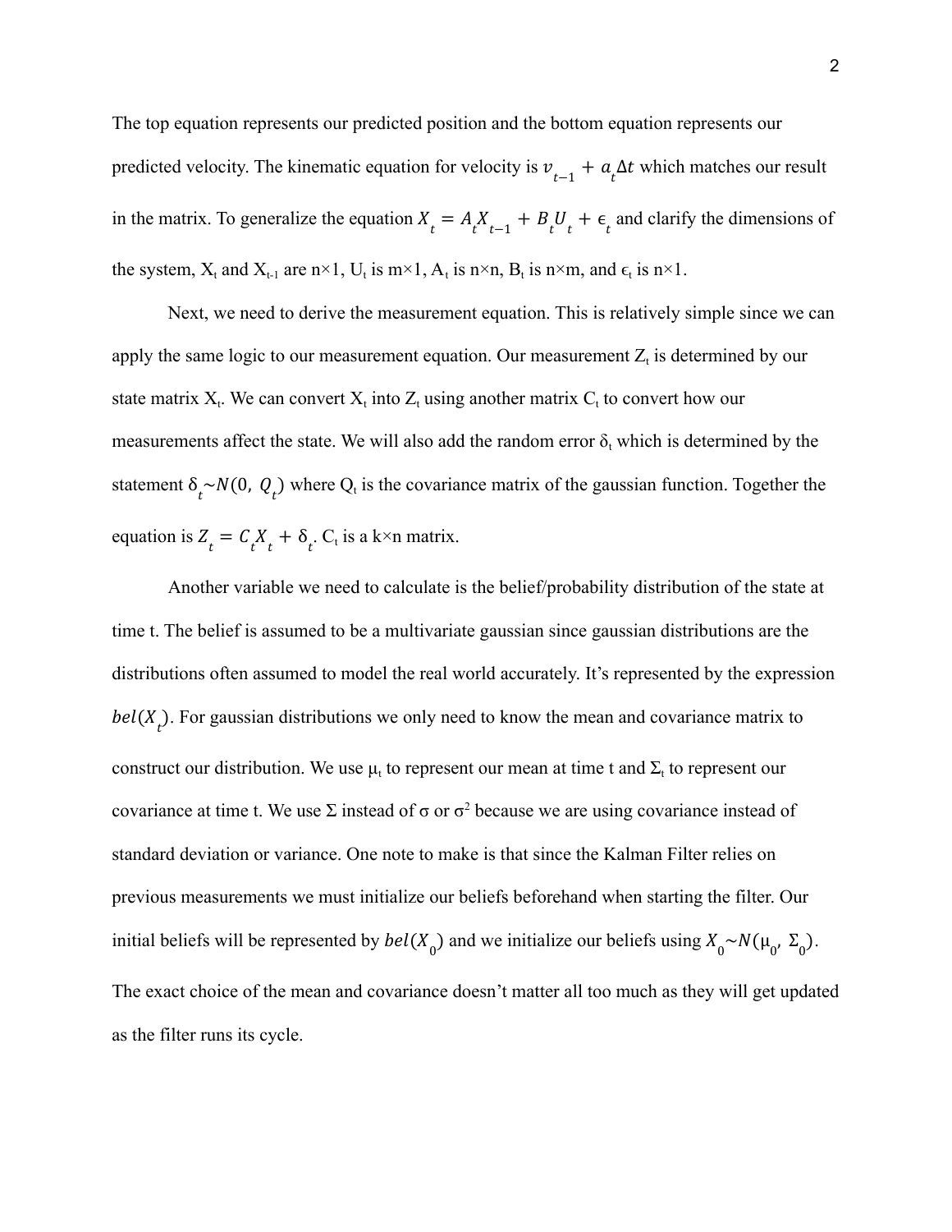The top equation represents our predicted position and the bottom equation represents our predicted velocity. The kinematic equation for velocity is $v_{t-1} + a_t\Delta t$ which matches our result in the matrix. To generalize the equation $X_t = A_t X_{t-1} + B_t U_t + \epsilon_t$ and clarify the dimensions of the system, $X_t$ and $X_{t-1}$ are n×1, $U_t$ is m×1, $A_t$ is n×n, $B_t$ is n×m, and $\epsilon_t$ is n×1.

Next, we need to derive the measurement equation. This is relatively simple since we can apply the same logic to our measurement equation. Our measurement $Z_t$ is determined by our state matrix $X_t$. We can convert $X_t$ into $Z_t$ using another matrix $C_t$ to convert how our measurements affect the state. We will also add the random error $\delta_t$ which is determined by the statement $\delta_t \sim N(0,\ Q_t)$ where $Q_t$ is the covariance matrix of the gaussian function. Together the equation is $Z_t = C_t X_t + \delta_t$. $C_t$ is a k×n matrix.

Another variable we need to calculate is the belief/probability distribution of the state at time t. The belief is assumed to be a multivariate gaussian since gaussian distributions are the distributions often assumed to model the real world accurately. It's represented by the expression $bel(X_t)$. For gaussian distributions we only need to know the mean and covariance matrix to construct our distribution. We use $\mu_t$ to represent our mean at time t and $\Sigma_t$ to represent our covariance at time t. We use $\Sigma$ instead of $\sigma$ or $\sigma^2$ because we are using covariance instead of standard deviation or variance. One note to make is that since the Kalman Filter relies on previous measurements we must initialize our beliefs beforehand when starting the filter. Our initial beliefs will be represented by $bel(X_0)$ and we initialize our beliefs using $X_0 \sim N(\mu_0,\ \Sigma_0)$. The exact choice of the mean and covariance doesn't matter all too much as they will get updated as the filter runs its cycle.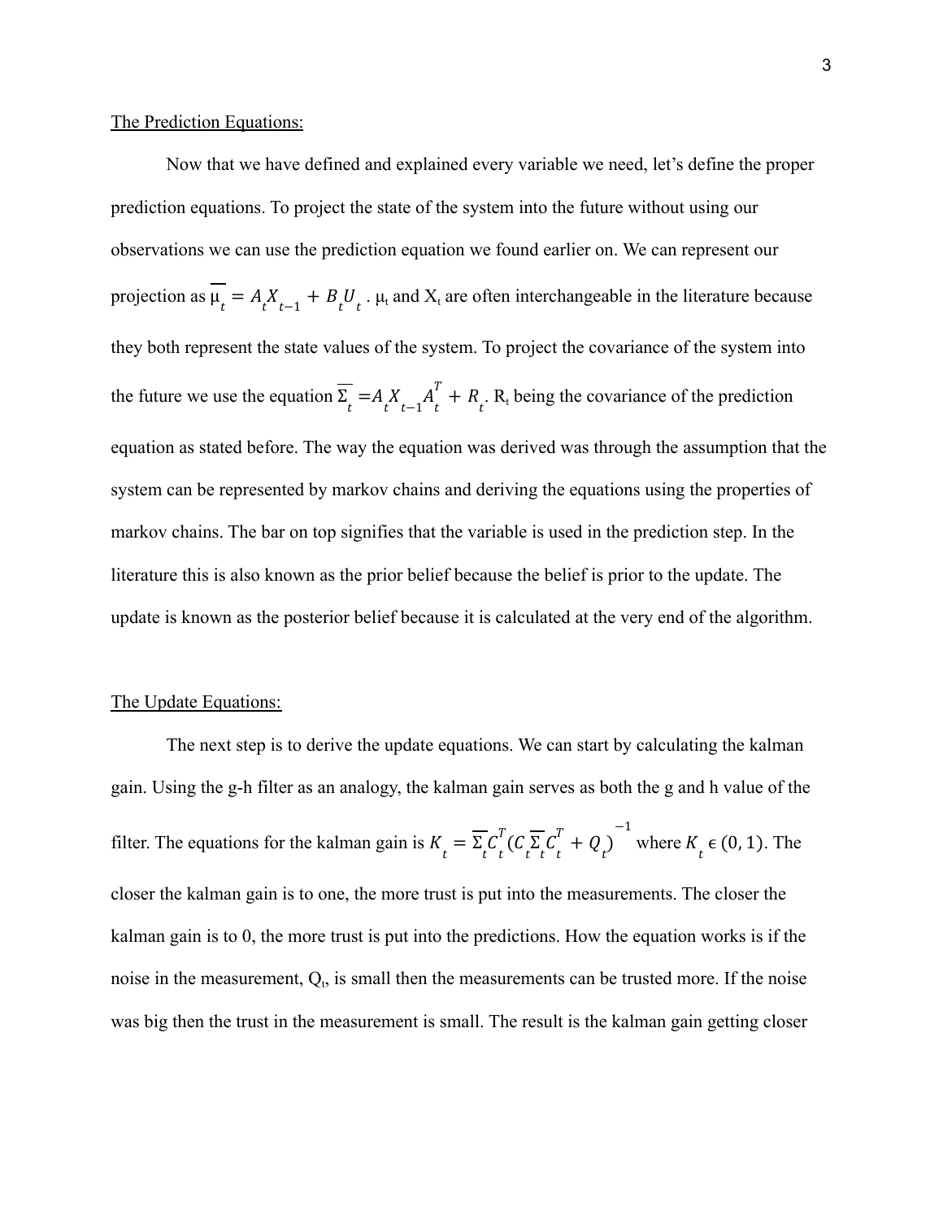The Prediction Equations:

Now that we have defined and explained every variable we need, let's define the proper prediction equations. To project the state of the system into the future without using our observations we can use the prediction equation we found earlier on. We can represent our projection as $\overline{\mu}_t = A_t X_{t-1} + B_t U_t$ . $\mu_t$ and $X_t$ are often interchangeable in the literature because they both represent the state values of the system. To project the covariance of the system into the future we use the equation $\overline{\Sigma}_t = A_t X_{t-1} A_t^T + R_t$. $R_t$ being the covariance of the prediction equation as stated before. The way the equation was derived was through the assumption that the system can be represented by markov chains and deriving the equations using the properties of markov chains. The bar on top signifies that the variable is used in the prediction step. In the literature this is also known as the prior belief because the belief is prior to the update. The update is known as the posterior belief because it is calculated at the very end of the algorithm.

The Update Equations:

The next step is to derive the update equations. We can start by calculating the kalman gain. Using the g-h filter as an analogy, the kalman gain serves as both the g and h value of the filter. The equations for the kalman gain is $K_t = \overline{\Sigma}_t C_t^T (C_t \overline{\Sigma}_t C_t^T + Q_t)^{-1}$ where $K_t \in (0, 1)$. The closer the kalman gain is to one, the more trust is put into the measurements. The closer the kalman gain is to 0, the more trust is put into the predictions. How the equation works is if the noise in the measurement, $Q_t$, is small then the measurements can be trusted more. If the noise was big then the trust in the measurement is small. The result is the kalman gain getting closer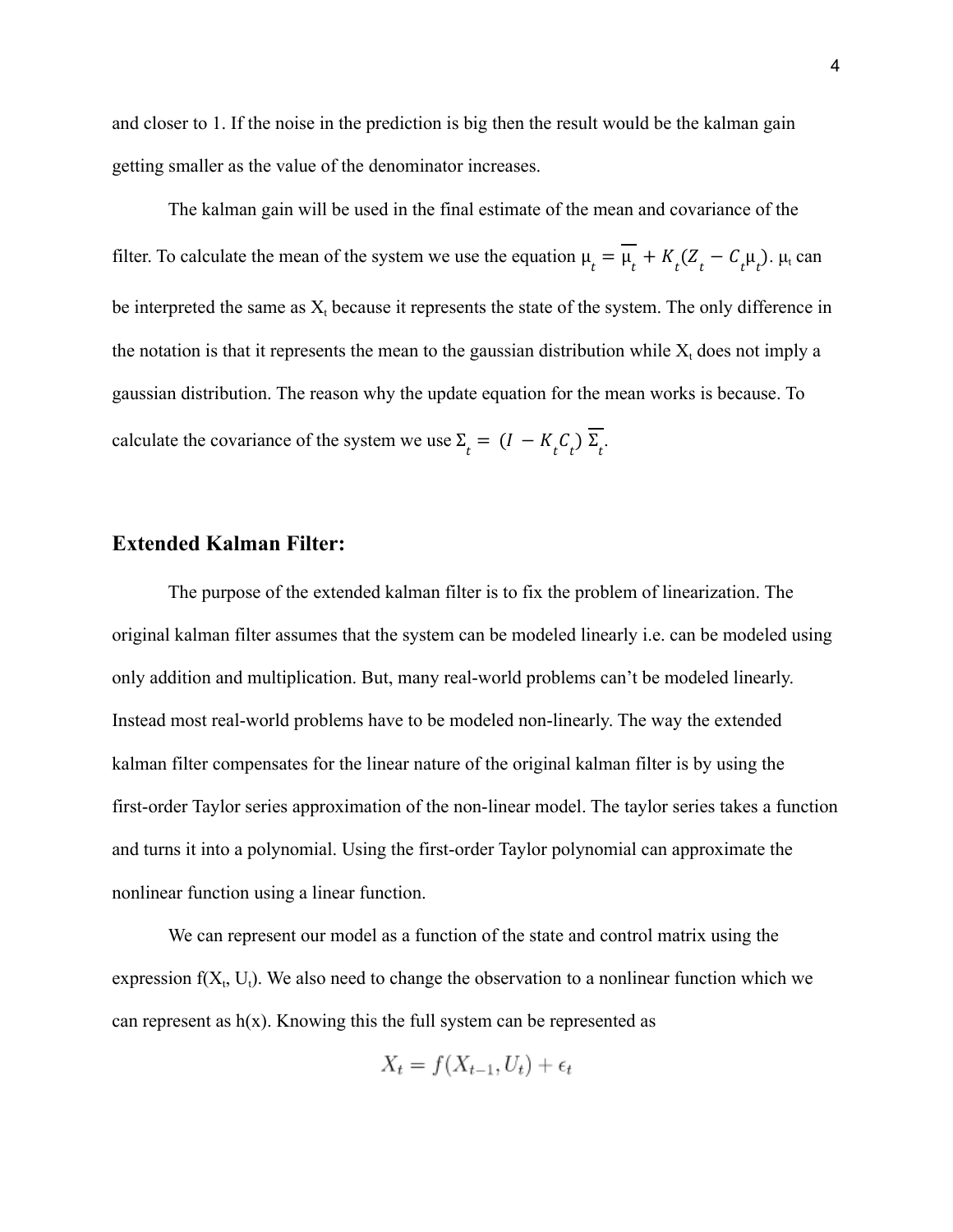and closer to 1. If the noise in the prediction is big then the result would be the kalman gain getting smaller as the value of the denominator increases.

The kalman gain will be used in the final estimate of the mean and covariance of the filter. To calculate the mean of the system we use the equation $\mu_t = \overline{\mu_t} + K_t(Z_t - C_t\mu_t)$. $\mu_t$ can be interpreted the same as $X_t$ because it represents the state of the system. The only difference in the notation is that it represents the mean to the gaussian distribution while $X_t$ does not imply a gaussian distribution. The reason why the update equation for the mean works is because. To calculate the covariance of the system we use $\Sigma_t = (I - K_tC_t)\,\overline{\Sigma_t}$.

## Extended Kalman Filter:

The purpose of the extended kalman filter is to fix the problem of linearization. The original kalman filter assumes that the system can be modeled linearly i.e. can be modeled using only addition and multiplication. But, many real-world problems can't be modeled linearly. Instead most real-world problems have to be modeled non-linearly. The way the extended kalman filter compensates for the linear nature of the original kalman filter is by using the first-order Taylor series approximation of the non-linear model. The taylor series takes a function and turns it into a polynomial. Using the first-order Taylor polynomial can approximate the nonlinear function using a linear function.

We can represent our model as a function of the state and control matrix using the expression $f(X_t, U_t)$. We also need to change the observation to a nonlinear function which we can represent as $h(x)$. Knowing this the full system can be represented as

$$X_t = f(X_{t-1}, U_t) + \epsilon_t$$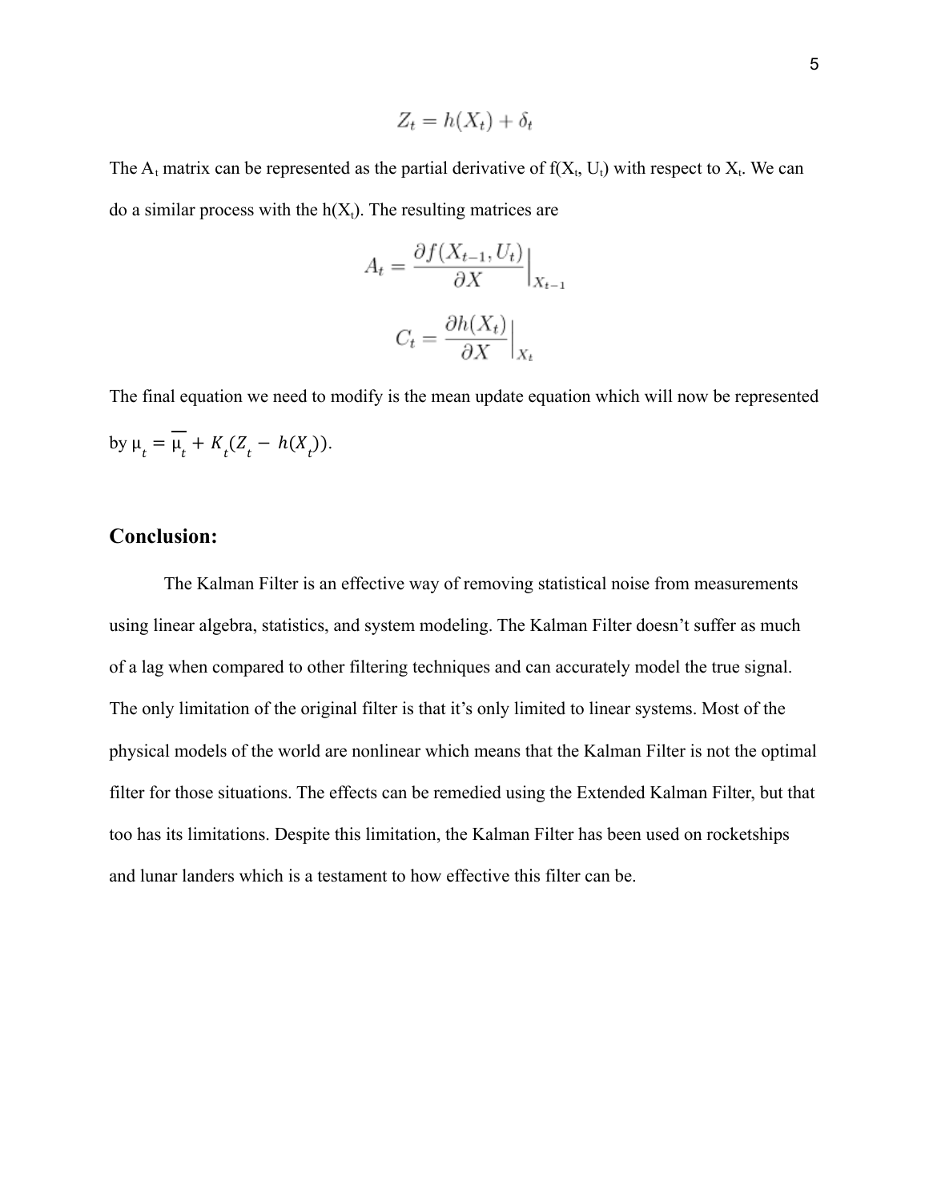$$Z_t = h(X_t) + \delta_t$$

The $A_t$ matrix can be represented as the partial derivative of $f(X_t, U_t)$ with respect to $X_t$. We can do a similar process with the $h(X_t)$. The resulting matrices are

$$A_t = \frac{\partial f(X_{t-1}, U_t)}{\partial X}\Big|_{X_{t-1}}$$

$$C_t = \frac{\partial h(X_t)}{\partial X}\Big|_{X_t}$$

The final equation we need to modify is the mean update equation which will now be represented by $\mu_t = \overline{\mu}_t + K_t(Z_t - h(X_t))$.

## Conclusion:

The Kalman Filter is an effective way of removing statistical noise from measurements using linear algebra, statistics, and system modeling. The Kalman Filter doesn't suffer as much of a lag when compared to other filtering techniques and can accurately model the true signal. The only limitation of the original filter is that it's only limited to linear systems. Most of the physical models of the world are nonlinear which means that the Kalman Filter is not the optimal filter for those situations. The effects can be remedied using the Extended Kalman Filter, but that too has its limitations. Despite this limitation, the Kalman Filter has been used on rocketships and lunar landers which is a testament to how effective this filter can be.